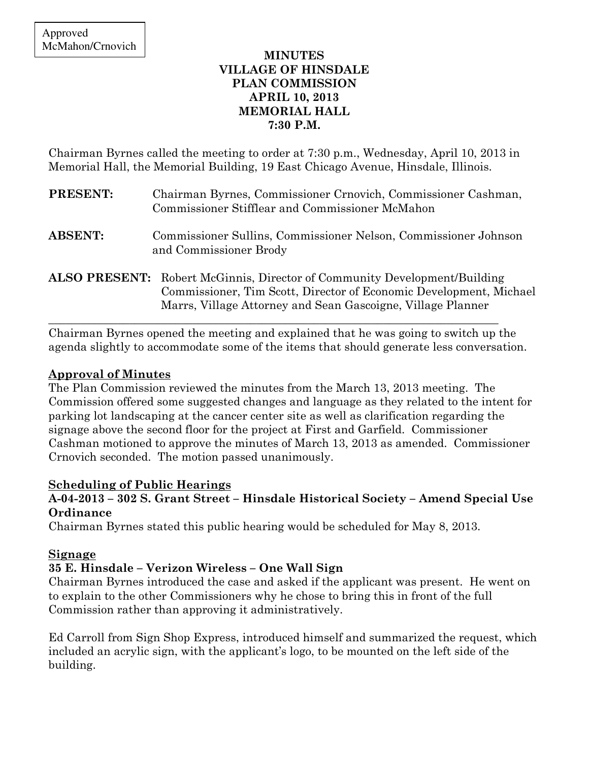Approved
McMahon/Crnovich

# MINUTES
# VILLAGE OF HINSDALE
# PLAN COMMISSION
# APRIL 10, 2013
# MEMORIAL HALL
# 7:30 P.M.

Chairman Byrnes called the meeting to order at 7:30 p.m., Wednesday, April 10, 2013 in Memorial Hall, the Memorial Building, 19 East Chicago Avenue, Hinsdale, Illinois.

**PRESENT:** Chairman Byrnes, Commissioner Crnovich, Commissioner Cashman, Commissioner Stifflear and Commissioner McMahon

**ABSENT:** Commissioner Sullins, Commissioner Nelson, Commissioner Johnson and Commissioner Brody

**ALSO PRESENT:** Robert McGinnis, Director of Community Development/Building Commissioner, Tim Scott, Director of Economic Development, Michael Marrs, Village Attorney and Sean Gascoigne, Village Planner

---

Chairman Byrnes opened the meeting and explained that he was going to switch up the agenda slightly to accommodate some of the items that should generate less conversation.

## Approval of Minutes

The Plan Commission reviewed the minutes from the March 13, 2013 meeting. The Commission offered some suggested changes and language as they related to the intent for parking lot landscaping at the cancer center site as well as clarification regarding the signage above the second floor for the project at First and Garfield. Commissioner Cashman motioned to approve the minutes of March 13, 2013 as amended. Commissioner Crnovich seconded. The motion passed unanimously.

## Scheduling of Public Hearings

### A-04-2013 – 302 S. Grant Street – Hinsdale Historical Society – Amend Special Use Ordinance

Chairman Byrnes stated this public hearing would be scheduled for May 8, 2013.

## Signage

### 35 E. Hinsdale – Verizon Wireless – One Wall Sign

Chairman Byrnes introduced the case and asked if the applicant was present. He went on to explain to the other Commissioners why he chose to bring this in front of the full Commission rather than approving it administratively.

Ed Carroll from Sign Shop Express, introduced himself and summarized the request, which included an acrylic sign, with the applicant's logo, to be mounted on the left side of the building.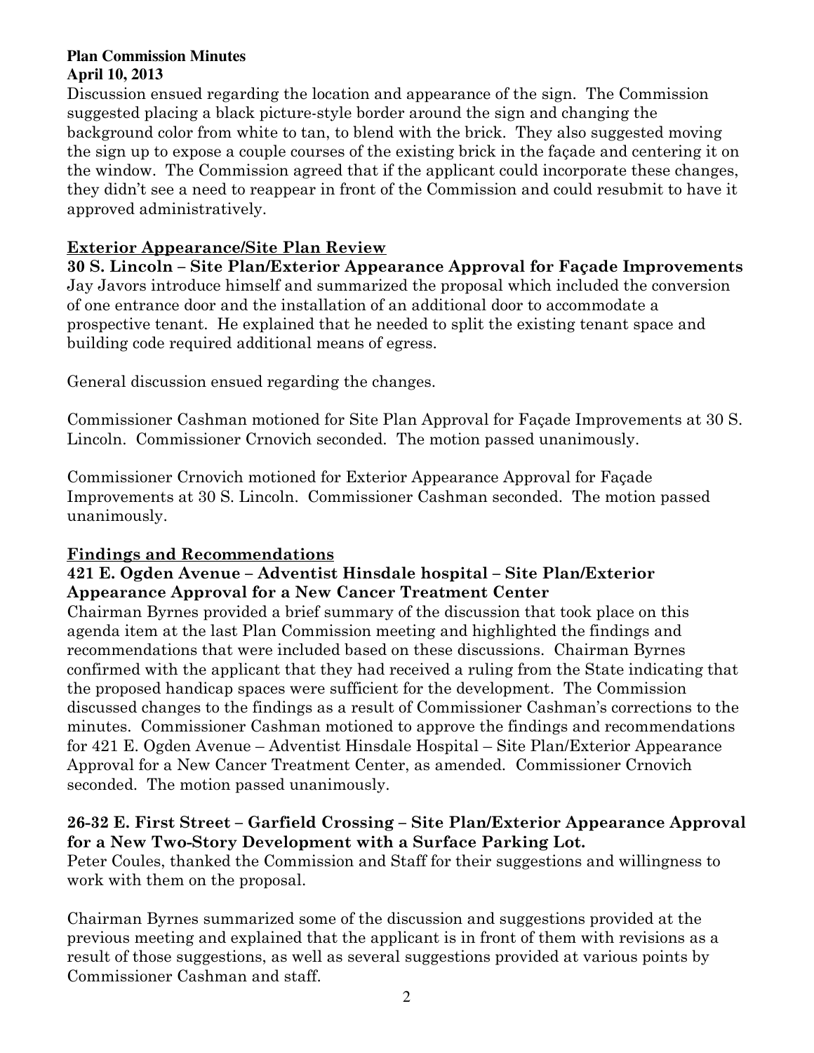Discussion ensued regarding the location and appearance of the sign. The Commission suggested placing a black picture-style border around the sign and changing the background color from white to tan, to blend with the brick. They also suggested moving the sign up to expose a couple courses of the existing brick in the façade and centering it on the window. The Commission agreed that if the applicant could incorporate these changes, they didn't see a need to reappear in front of the Commission and could resubmit to have it approved administratively.

## Exterior Appearance/Site Plan Review

**30 S. Lincoln – Site Plan/Exterior Appearance Approval for Façade Improvements**

Jay Javors introduce himself and summarized the proposal which included the conversion of one entrance door and the installation of an additional door to accommodate a prospective tenant. He explained that he needed to split the existing tenant space and building code required additional means of egress.

General discussion ensued regarding the changes.

Commissioner Cashman motioned for Site Plan Approval for Façade Improvements at 30 S. Lincoln. Commissioner Crnovich seconded. The motion passed unanimously.

Commissioner Crnovich motioned for Exterior Appearance Approval for Façade Improvements at 30 S. Lincoln. Commissioner Cashman seconded. The motion passed unanimously.

## Findings and Recommendations

**421 E. Ogden Avenue – Adventist Hinsdale hospital – Site Plan/Exterior Appearance Approval for a New Cancer Treatment Center**

Chairman Byrnes provided a brief summary of the discussion that took place on this agenda item at the last Plan Commission meeting and highlighted the findings and recommendations that were included based on these discussions. Chairman Byrnes confirmed with the applicant that they had received a ruling from the State indicating that the proposed handicap spaces were sufficient for the development. The Commission discussed changes to the findings as a result of Commissioner Cashman's corrections to the minutes. Commissioner Cashman motioned to approve the findings and recommendations for 421 E. Ogden Avenue – Adventist Hinsdale Hospital – Site Plan/Exterior Appearance Approval for a New Cancer Treatment Center, as amended. Commissioner Crnovich seconded. The motion passed unanimously.

**26-32 E. First Street – Garfield Crossing – Site Plan/Exterior Appearance Approval for a New Two-Story Development with a Surface Parking Lot.**

Peter Coules, thanked the Commission and Staff for their suggestions and willingness to work with them on the proposal.

Chairman Byrnes summarized some of the discussion and suggestions provided at the previous meeting and explained that the applicant is in front of them with revisions as a result of those suggestions, as well as several suggestions provided at various points by Commissioner Cashman and staff.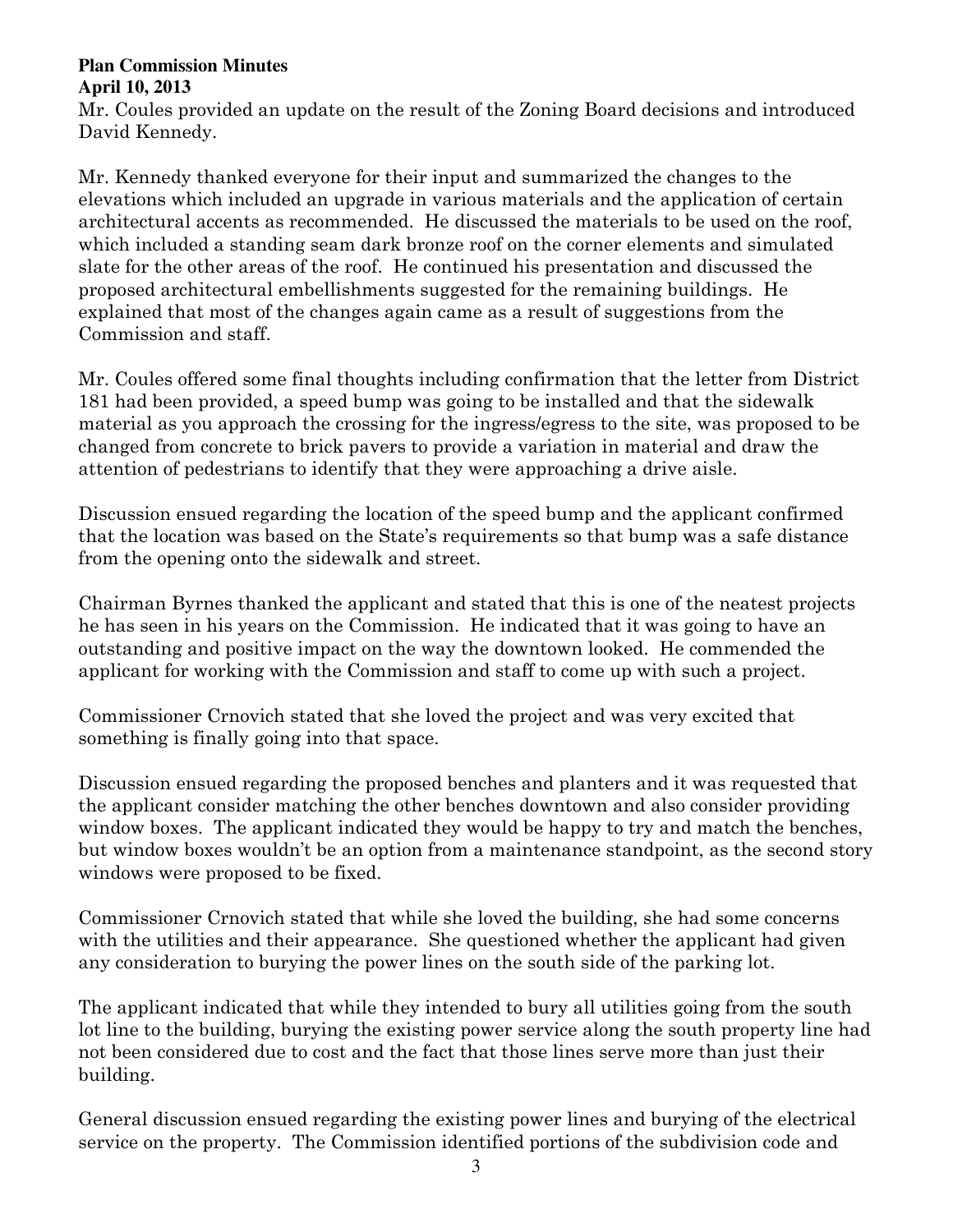Mr. Coules provided an update on the result of the Zoning Board decisions and introduced David Kennedy.

Mr. Kennedy thanked everyone for their input and summarized the changes to the elevations which included an upgrade in various materials and the application of certain architectural accents as recommended. He discussed the materials to be used on the roof, which included a standing seam dark bronze roof on the corner elements and simulated slate for the other areas of the roof. He continued his presentation and discussed the proposed architectural embellishments suggested for the remaining buildings. He explained that most of the changes again came as a result of suggestions from the Commission and staff.

Mr. Coules offered some final thoughts including confirmation that the letter from District 181 had been provided, a speed bump was going to be installed and that the sidewalk material as you approach the crossing for the ingress/egress to the site, was proposed to be changed from concrete to brick pavers to provide a variation in material and draw the attention of pedestrians to identify that they were approaching a drive aisle.

Discussion ensued regarding the location of the speed bump and the applicant confirmed that the location was based on the State's requirements so that bump was a safe distance from the opening onto the sidewalk and street.

Chairman Byrnes thanked the applicant and stated that this is one of the neatest projects he has seen in his years on the Commission. He indicated that it was going to have an outstanding and positive impact on the way the downtown looked. He commended the applicant for working with the Commission and staff to come up with such a project.

Commissioner Crnovich stated that she loved the project and was very excited that something is finally going into that space.

Discussion ensued regarding the proposed benches and planters and it was requested that the applicant consider matching the other benches downtown and also consider providing window boxes. The applicant indicated they would be happy to try and match the benches, but window boxes wouldn't be an option from a maintenance standpoint, as the second story windows were proposed to be fixed.

Commissioner Crnovich stated that while she loved the building, she had some concerns with the utilities and their appearance. She questioned whether the applicant had given any consideration to burying the power lines on the south side of the parking lot.

The applicant indicated that while they intended to bury all utilities going from the south lot line to the building, burying the existing power service along the south property line had not been considered due to cost and the fact that those lines serve more than just their building.

General discussion ensued regarding the existing power lines and burying of the electrical service on the property. The Commission identified portions of the subdivision code and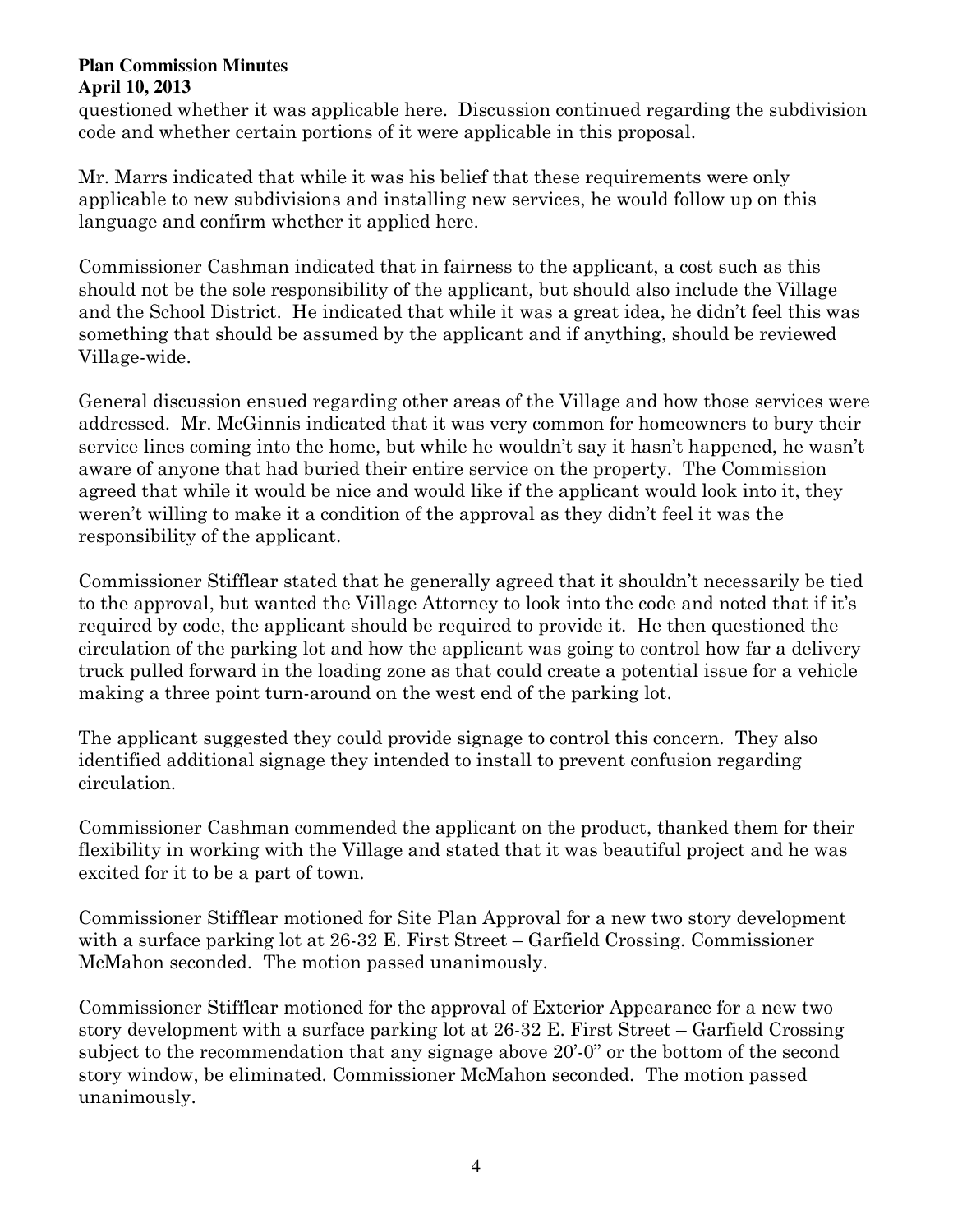questioned whether it was applicable here. Discussion continued regarding the subdivision code and whether certain portions of it were applicable in this proposal.

Mr. Marrs indicated that while it was his belief that these requirements were only applicable to new subdivisions and installing new services, he would follow up on this language and confirm whether it applied here.

Commissioner Cashman indicated that in fairness to the applicant, a cost such as this should not be the sole responsibility of the applicant, but should also include the Village and the School District. He indicated that while it was a great idea, he didn't feel this was something that should be assumed by the applicant and if anything, should be reviewed Village-wide.

General discussion ensued regarding other areas of the Village and how those services were addressed. Mr. McGinnis indicated that it was very common for homeowners to bury their service lines coming into the home, but while he wouldn't say it hasn't happened, he wasn't aware of anyone that had buried their entire service on the property. The Commission agreed that while it would be nice and would like if the applicant would look into it, they weren't willing to make it a condition of the approval as they didn't feel it was the responsibility of the applicant.

Commissioner Stifflear stated that he generally agreed that it shouldn't necessarily be tied to the approval, but wanted the Village Attorney to look into the code and noted that if it's required by code, the applicant should be required to provide it. He then questioned the circulation of the parking lot and how the applicant was going to control how far a delivery truck pulled forward in the loading zone as that could create a potential issue for a vehicle making a three point turn-around on the west end of the parking lot.

The applicant suggested they could provide signage to control this concern. They also identified additional signage they intended to install to prevent confusion regarding circulation.

Commissioner Cashman commended the applicant on the product, thanked them for their flexibility in working with the Village and stated that it was beautiful project and he was excited for it to be a part of town.

Commissioner Stifflear motioned for Site Plan Approval for a new two story development with a surface parking lot at 26-32 E. First Street – Garfield Crossing. Commissioner McMahon seconded. The motion passed unanimously.

Commissioner Stifflear motioned for the approval of Exterior Appearance for a new two story development with a surface parking lot at 26-32 E. First Street – Garfield Crossing subject to the recommendation that any signage above 20'-0" or the bottom of the second story window, be eliminated. Commissioner McMahon seconded. The motion passed unanimously.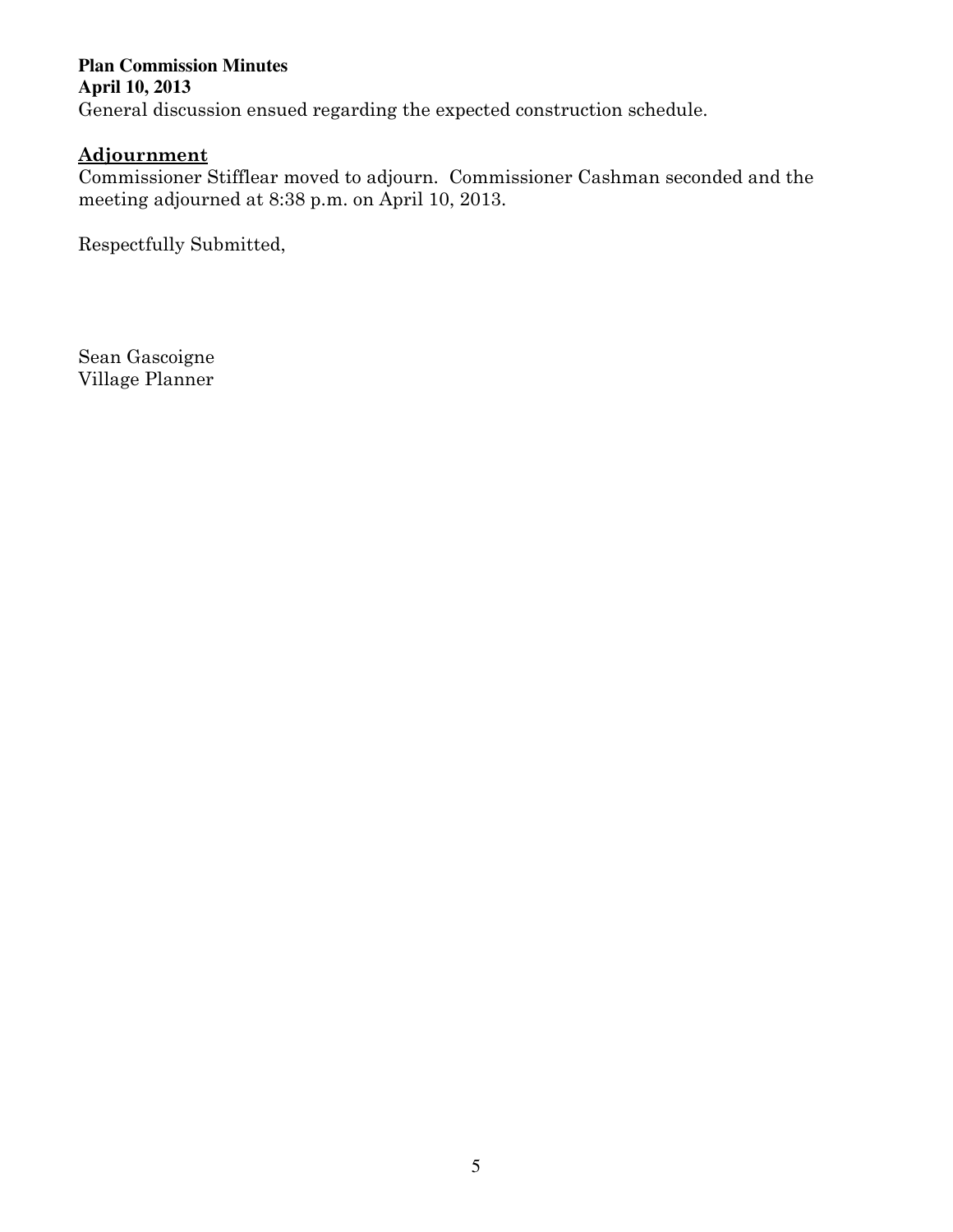General discussion ensued regarding the expected construction schedule.

## Adjournment

Commissioner Stifflear moved to adjourn. Commissioner Cashman seconded and the meeting adjourned at 8:38 p.m. on April 10, 2013.

Respectfully Submitted,

Sean Gascoigne
Village Planner